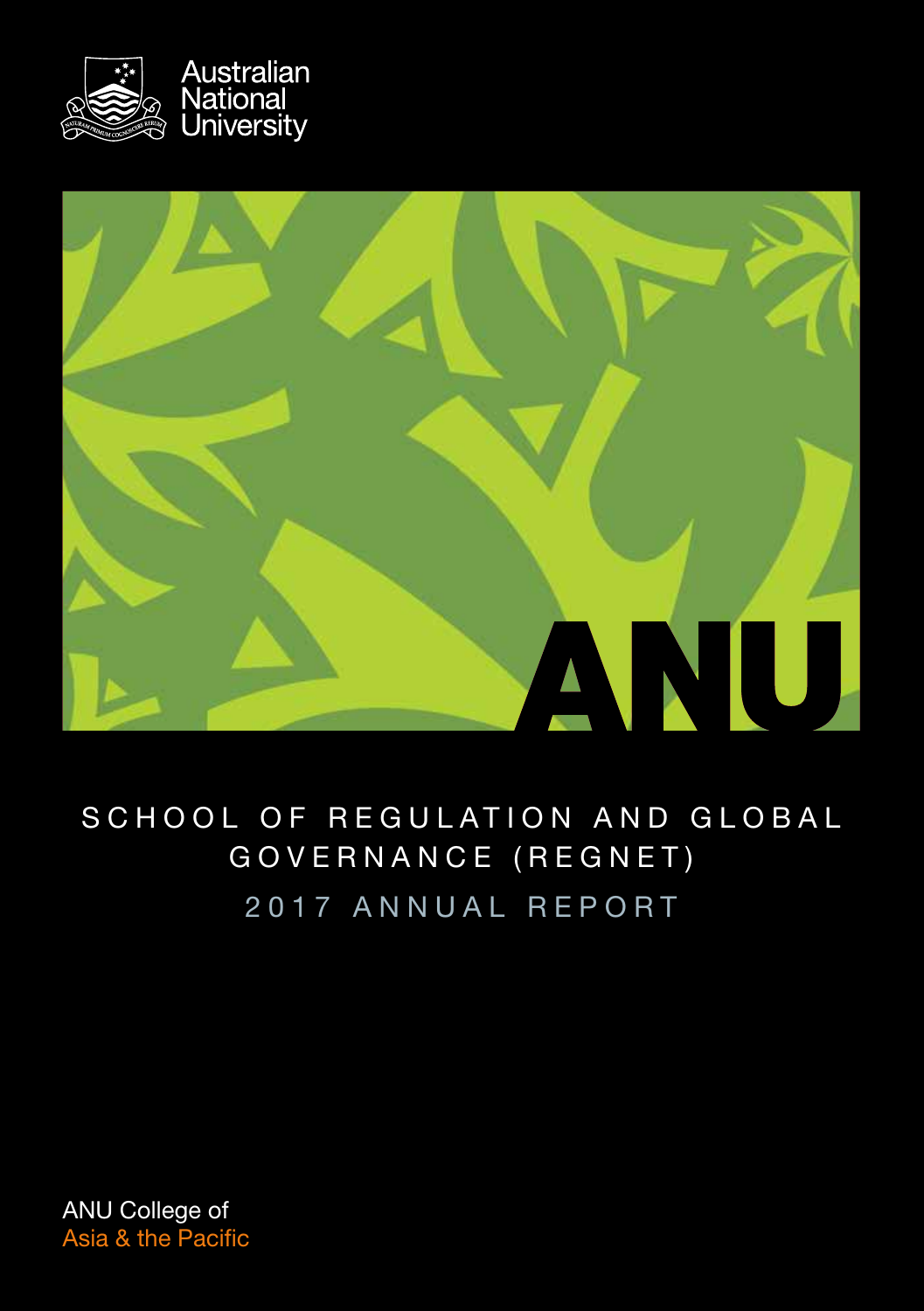Australian National University

ANU

# SCHOOL OF REGULATION AND GLOBAL GOVERNANCE (REGNET)

## 2017 ANNUAL REPORT

ANU College of Asia & the Pacific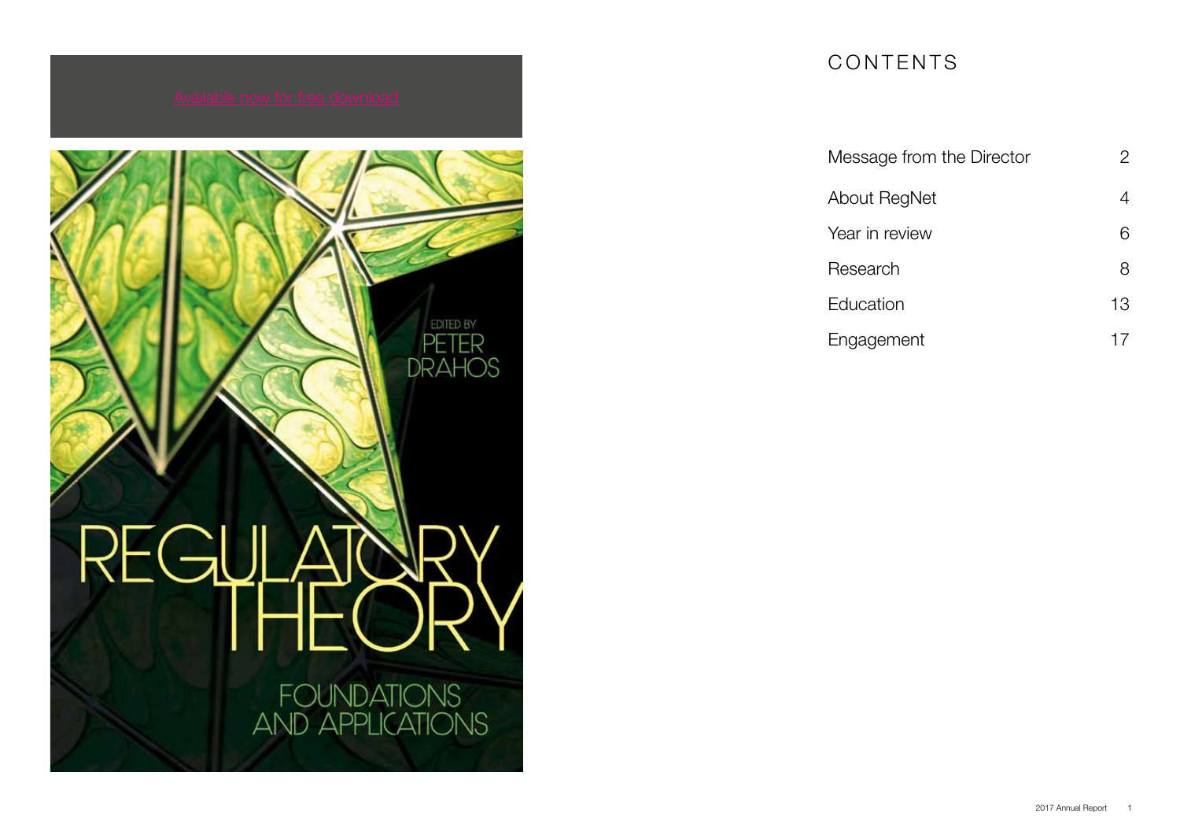Available now for free download

EDITED BY PETER DRAHOS

REGULATORY THEORY

FOUNDATIONS AND APPLICATIONS

# CONTENTS

| | |
|---|---|
| Message from the Director | 2 |
| About RegNet | 4 |
| Year in review | 6 |
| Research | 8 |
| Education | 13 |
| Engagement | 17 |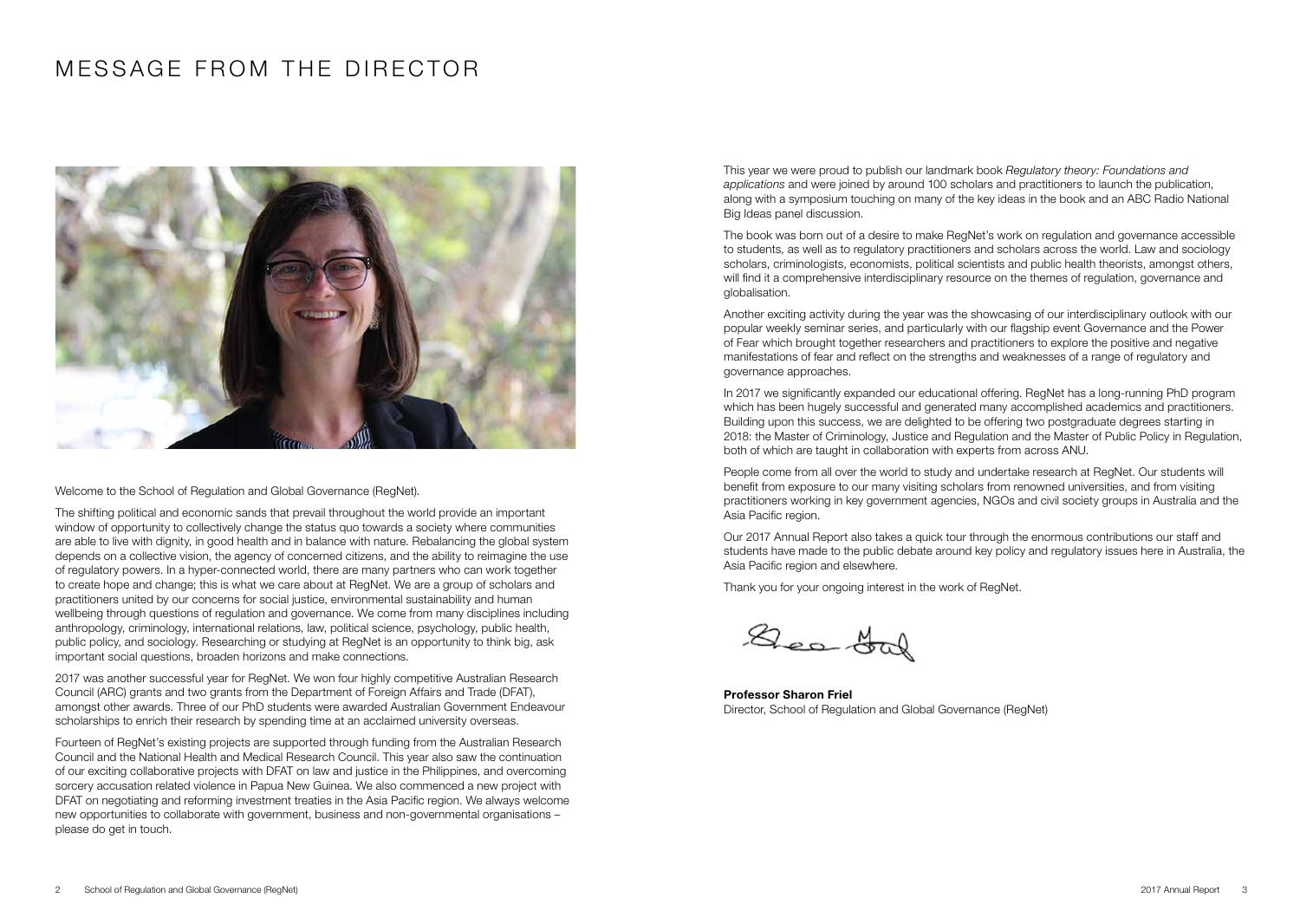# MESSAGE FROM THE DIRECTOR

Welcome to the School of Regulation and Global Governance (RegNet).

The shifting political and economic sands that prevail throughout the world provide an important window of opportunity to collectively change the status quo towards a society where communities are able to live with dignity, in good health and in balance with nature. Rebalancing the global system depends on a collective vision, the agency of concerned citizens, and the ability to reimagine the use of regulatory powers. In a hyper-connected world, there are many partners who can work together to create hope and change; this is what we care about at RegNet. We are a group of scholars and practitioners united by our concerns for social justice, environmental sustainability and human wellbeing through questions of regulation and governance. We come from many disciplines including anthropology, criminology, international relations, law, political science, psychology, public health, public policy, and sociology. Researching or studying at RegNet is an opportunity to think big, ask important social questions, broaden horizons and make connections.

2017 was another successful year for RegNet. We won four highly competitive Australian Research Council (ARC) grants and two grants from the Department of Foreign Affairs and Trade (DFAT), amongst other awards. Three of our PhD students were awarded Australian Government Endeavour scholarships to enrich their research by spending time at an acclaimed university overseas.

Fourteen of RegNet's existing projects are supported through funding from the Australian Research Council and the National Health and Medical Research Council. This year also saw the continuation of our exciting collaborative projects with DFAT on law and justice in the Philippines, and overcoming sorcery accusation related violence in Papua New Guinea. We also commenced a new project with DFAT on negotiating and reforming investment treaties in the Asia Pacific region. We always welcome new opportunities to collaborate with government, business and non-governmental organisations – please do get in touch.

This year we were proud to publish our landmark book *Regulatory theory: Foundations and applications* and were joined by around 100 scholars and practitioners to launch the publication, along with a symposium touching on many of the key ideas in the book and an ABC Radio National Big Ideas panel discussion.

The book was born out of a desire to make RegNet's work on regulation and governance accessible to students, as well as to regulatory practitioners and scholars across the world. Law and sociology scholars, criminologists, economists, political scientists and public health theorists, amongst others, will find it a comprehensive interdisciplinary resource on the themes of regulation, governance and globalisation.

Another exciting activity during the year was the showcasing of our interdisciplinary outlook with our popular weekly seminar series, and particularly with our flagship event Governance and the Power of Fear which brought together researchers and practitioners to explore the positive and negative manifestations of fear and reflect on the strengths and weaknesses of a range of regulatory and governance approaches.

In 2017 we significantly expanded our educational offering. RegNet has a long-running PhD program which has been hugely successful and generated many accomplished academics and practitioners. Building upon this success, we are delighted to be offering two postgraduate degrees starting in 2018: the Master of Criminology, Justice and Regulation and the Master of Public Policy in Regulation, both of which are taught in collaboration with experts from across ANU.

People come from all over the world to study and undertake research at RegNet. Our students will benefit from exposure to our many visiting scholars from renowned universities, and from visiting practitioners working in key government agencies, NGOs and civil society groups in Australia and the Asia Pacific region.

Our 2017 Annual Report also takes a quick tour through the enormous contributions our staff and students have made to the public debate around key policy and regulatory issues here in Australia, the Asia Pacific region and elsewhere.

Thank you for your ongoing interest in the work of RegNet.

**Professor Sharon Friel**
Director, School of Regulation and Global Governance (RegNet)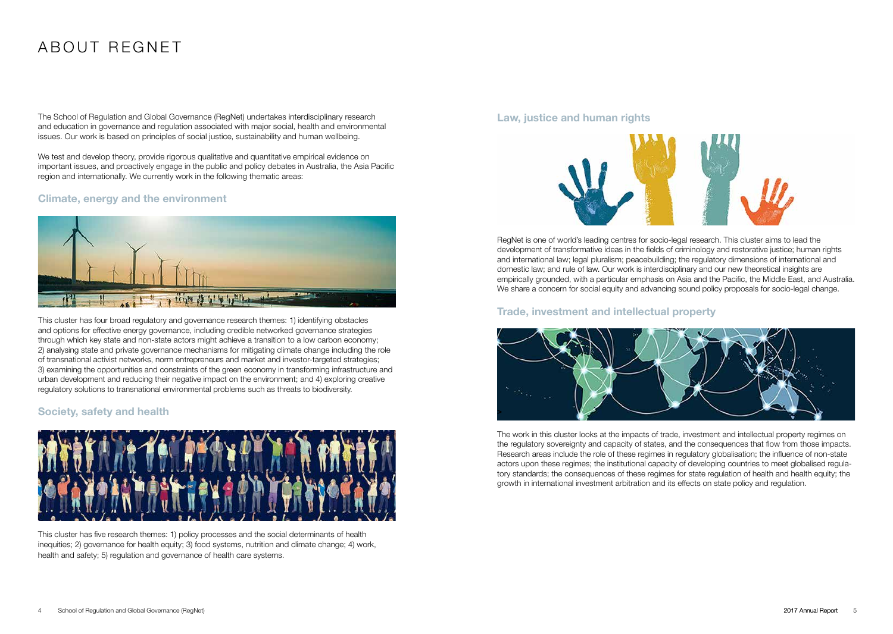# ABOUT REGNET

The School of Regulation and Global Governance (RegNet) undertakes interdisciplinary research and education in governance and regulation associated with major social, health and environmental issues. Our work is based on principles of social justice, sustainability and human wellbeing.

We test and develop theory, provide rigorous qualitative and quantitative empirical evidence on important issues, and proactively engage in the public and policy debates in Australia, the Asia Pacific region and internationally. We currently work in the following thematic areas:

## Climate, energy and the environment

This cluster has four broad regulatory and governance research themes: 1) identifying obstacles and options for effective energy governance, including credible networked governance strategies through which key state and non-state actors might achieve a transition to a low carbon economy; 2) analysing state and private governance mechanisms for mitigating climate change including the role of transnational activist networks, norm entrepreneurs and market and investor-targeted strategies; 3) examining the opportunities and constraints of the green economy in transforming infrastructure and urban development and reducing their negative impact on the environment; and 4) exploring creative regulatory solutions to transnational environmental problems such as threats to biodiversity.

## Society, safety and health

This cluster has five research themes: 1) policy processes and the social determinants of health inequities; 2) governance for health equity; 3) food systems, nutrition and climate change; 4) work, health and safety; 5) regulation and governance of health care systems.

## Law, justice and human rights

RegNet is one of world's leading centres for socio-legal research. This cluster aims to lead the development of transformative ideas in the fields of criminology and restorative justice; human rights and international law; legal pluralism; peacebuilding; the regulatory dimensions of international and domestic law; and rule of law. Our work is interdisciplinary and our new theoretical insights are empirically grounded, with a particular emphasis on Asia and the Pacific, the Middle East, and Australia. We share a concern for social equity and advancing sound policy proposals for socio-legal change.

## Trade, investment and intellectual property

The work in this cluster looks at the impacts of trade, investment and intellectual property regimes on the regulatory sovereignty and capacity of states, and the consequences that flow from those impacts. Research areas include the role of these regimes in regulatory globalisation; the influence of non-state actors upon these regimes; the institutional capacity of developing countries to meet globalised regulatory standards; the consequences of these regimes for state regulation of health and health equity; the growth in international investment arbitration and its effects on state policy and regulation.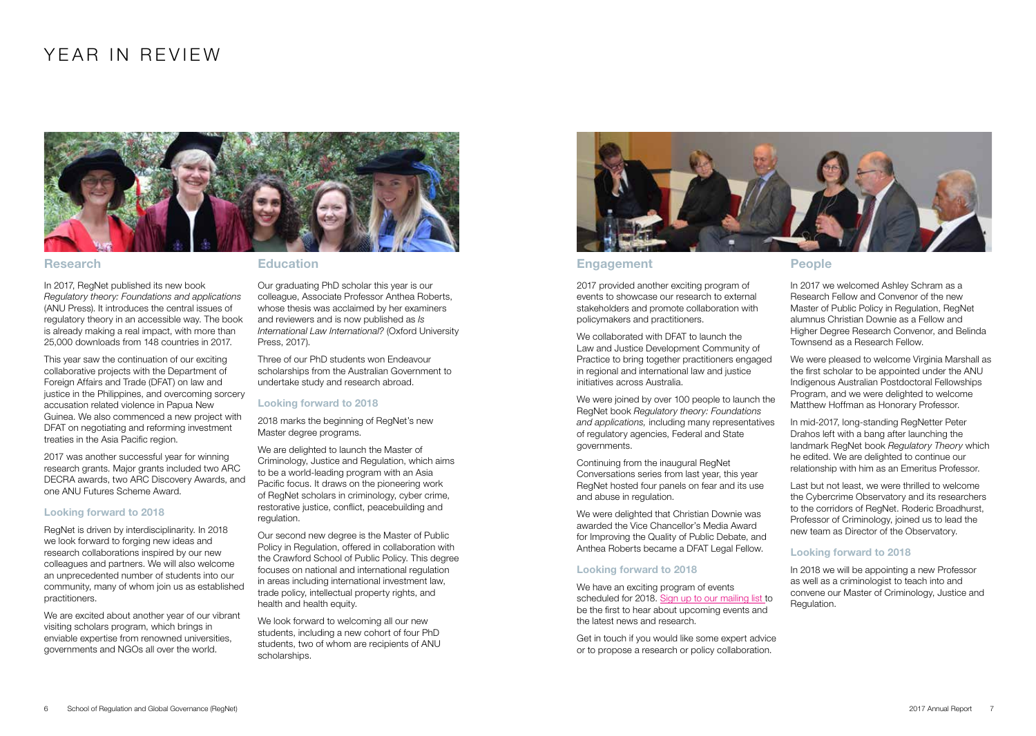# YEAR IN REVIEW

## Research

In 2017, RegNet published its new book *Regulatory theory: Foundations and applications* (ANU Press). It introduces the central issues of regulatory theory in an accessible way. The book is already making a real impact, with more than 25,000 downloads from 148 countries in 2017.

This year saw the continuation of our exciting collaborative projects with the Department of Foreign Affairs and Trade (DFAT) on law and justice in the Philippines, and overcoming sorcery accusation related violence in Papua New Guinea. We also commenced a new project with DFAT on negotiating and reforming investment treaties in the Asia Pacific region.

2017 was another successful year for winning research grants. Major grants included two ARC DECRA awards, two ARC Discovery Awards, and one ANU Futures Scheme Award.

### Looking forward to 2018

RegNet is driven by interdisciplinarity. In 2018 we look forward to forging new ideas and research collaborations inspired by our new colleagues and partners. We will also welcome an unprecedented number of students into our community, many of whom join us as established practitioners.

We are excited about another year of our vibrant visiting scholars program, which brings in enviable expertise from renowned universities, governments and NGOs all over the world.

## Education

Our graduating PhD scholar this year is our colleague, Associate Professor Anthea Roberts, whose thesis was acclaimed by her examiners and reviewers and is now published as *Is International Law International?* (Oxford University Press, 2017).

Three of our PhD students won Endeavour scholarships from the Australian Government to undertake study and research abroad.

### Looking forward to 2018

2018 marks the beginning of RegNet's new Master degree programs.

We are delighted to launch the Master of Criminology, Justice and Regulation, which aims to be a world-leading program with an Asia Pacific focus. It draws on the pioneering work of RegNet scholars in criminology, cyber crime, restorative justice, conflict, peacebuilding and regulation.

Our second new degree is the Master of Public Policy in Regulation, offered in collaboration with the Crawford School of Public Policy. This degree focuses on national and international regulation in areas including international investment law, trade policy, intellectual property rights, and health and health equity.

We look forward to welcoming all our new students, including a new cohort of four PhD students, two of whom are recipients of ANU scholarships.

## Engagement

2017 provided another exciting program of events to showcase our research to external stakeholders and promote collaboration with policymakers and practitioners.

We collaborated with DFAT to launch the Law and Justice Development Community of Practice to bring together practitioners engaged in regional and international law and justice initiatives across Australia.

We were joined by over 100 people to launch the RegNet book *Regulatory theory: Foundations and applications,* including many representatives of regulatory agencies, Federal and State governments.

Continuing from the inaugural RegNet Conversations series from last year, this year RegNet hosted four panels on fear and its use and abuse in regulation.

We were delighted that Christian Downie was awarded the Vice Chancellor's Media Award for Improving the Quality of Public Debate, and Anthea Roberts became a DFAT Legal Fellow.

### Looking forward to 2018

We have an exciting program of events scheduled for 2018. Sign up to our mailing list to be the first to hear about upcoming events and the latest news and research.

Get in touch if you would like some expert advice or to propose a research or policy collaboration.

## People

In 2017 we welcomed Ashley Schram as a Research Fellow and Convenor of the new Master of Public Policy in Regulation, RegNet alumnus Christian Downie as a Fellow and Higher Degree Research Convenor, and Belinda Townsend as a Research Fellow.

We were pleased to welcome Virginia Marshall as the first scholar to be appointed under the ANU Indigenous Australian Postdoctoral Fellowships Program, and we were delighted to welcome Matthew Hoffman as Honorary Professor.

In mid-2017, long-standing RegNetter Peter Drahos left with a bang after launching the landmark RegNet book *Regulatory Theory* which he edited. We are delighted to continue our relationship with him as an Emeritus Professor.

Last but not least, we were thrilled to welcome the Cybercrime Observatory and its researchers to the corridors of RegNet. Roderic Broadhurst, Professor of Criminology, joined us to lead the new team as Director of the Observatory.

### Looking forward to 2018

In 2018 we will be appointing a new Professor as well as a criminologist to teach into and convene our Master of Criminology, Justice and Regulation.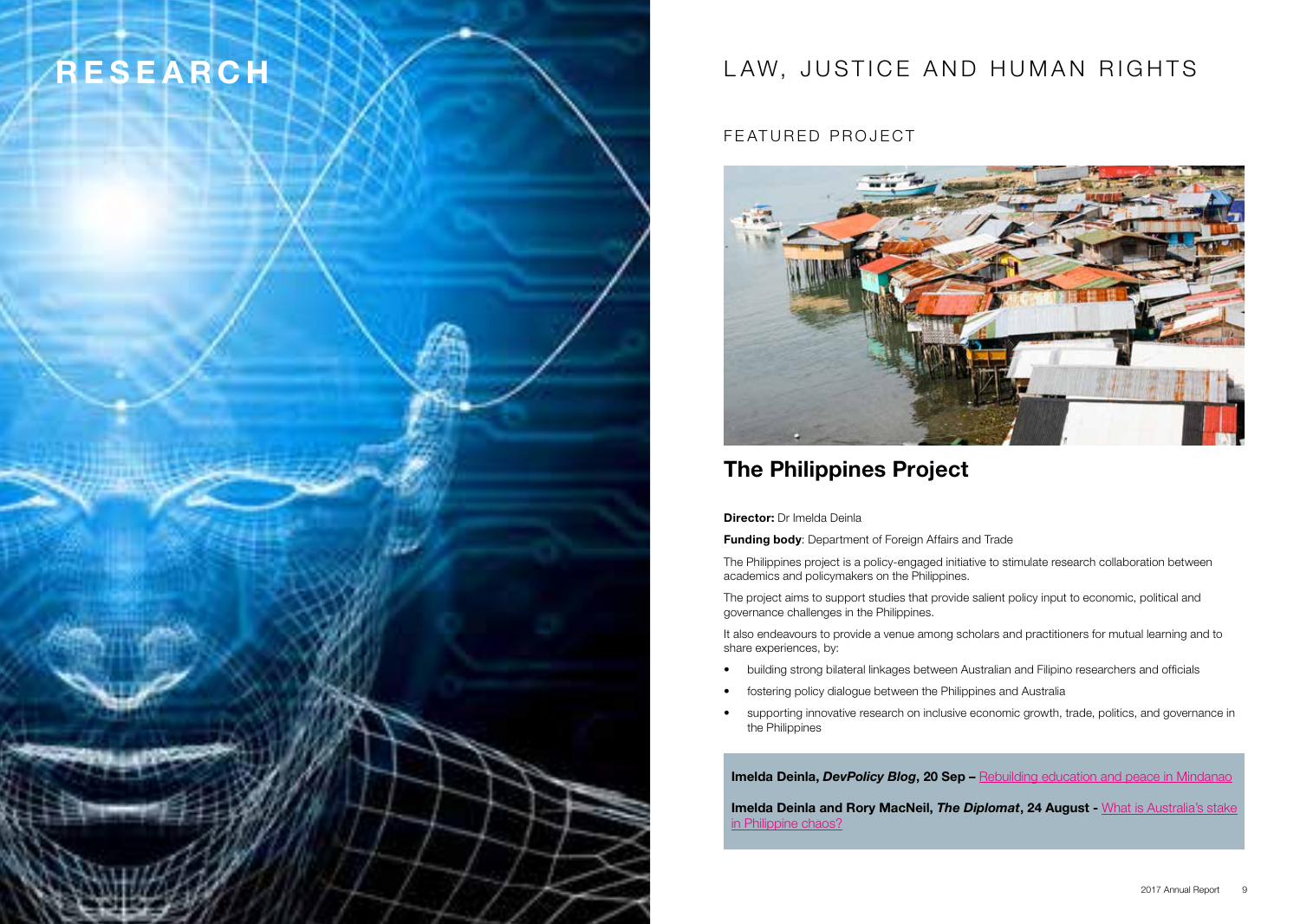# RESEARCH

# LAW, JUSTICE AND HUMAN RIGHTS

## FEATURED PROJECT

## The Philippines Project

**Director:** Dr Imelda Deinla

**Funding body**: Department of Foreign Affairs and Trade

The Philippines project is a policy-engaged initiative to stimulate research collaboration between academics and policymakers on the Philippines.

The project aims to support studies that provide salient policy input to economic, political and governance challenges in the Philippines.

It also endeavours to provide a venue among scholars and practitioners for mutual learning and to share experiences, by:

- building strong bilateral linkages between Australian and Filipino researchers and officials
- fostering policy dialogue between the Philippines and Australia
- supporting innovative research on inclusive economic growth, trade, politics, and governance in the Philippines

**Imelda Deinla, *DevPolicy Blog*, 20 Sep –** Rebuilding education and peace in Mindanao

**Imelda Deinla and Rory MacNeil, *The Diplomat*, 24 August -** What is Australia's stake in Philippine chaos?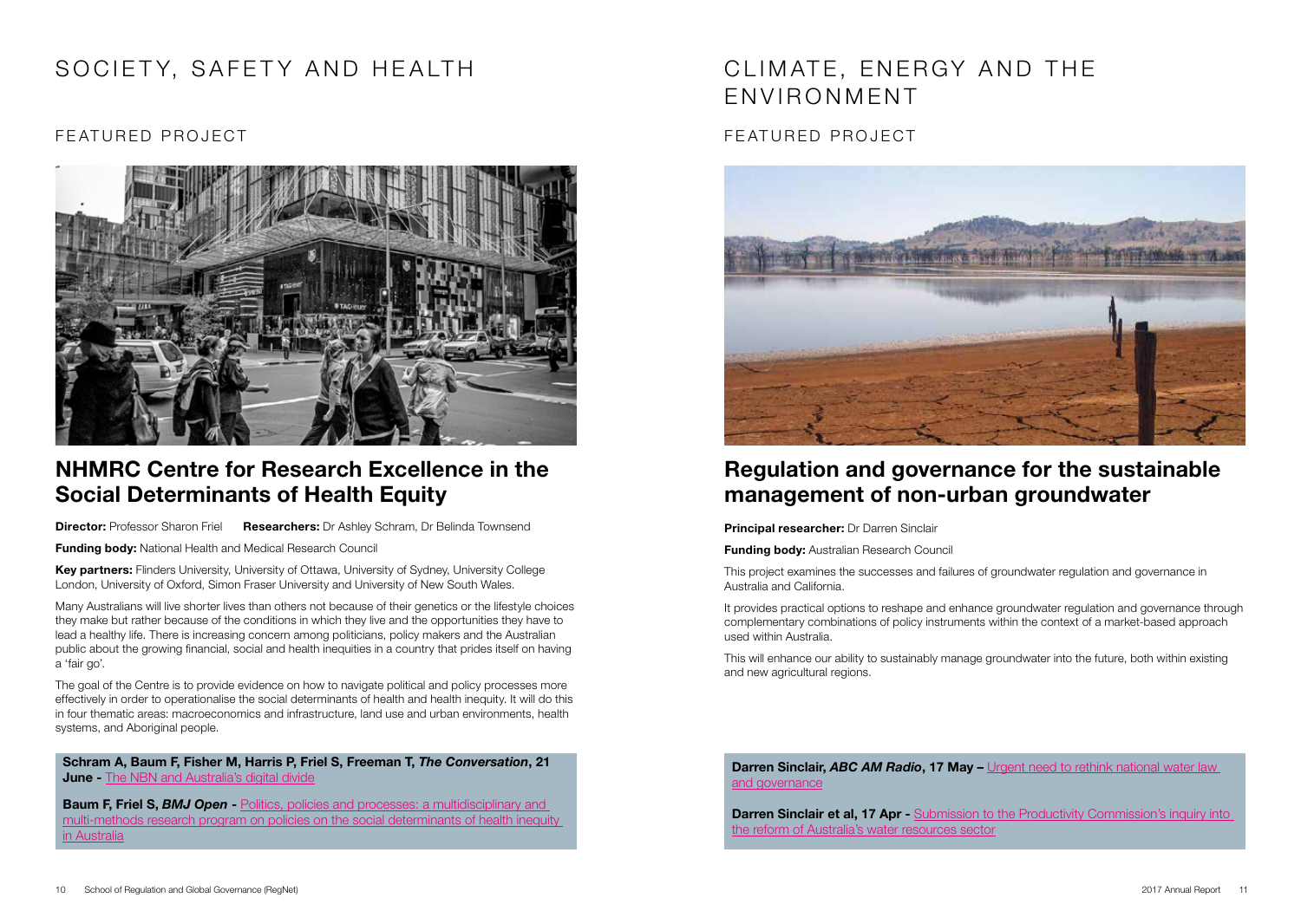# SOCIETY, SAFETY AND HEALTH

## FEATURED PROJECT

## NHMRC Centre for Research Excellence in the Social Determinants of Health Equity

**Director:** Professor Sharon Friel **Researchers:** Dr Ashley Schram, Dr Belinda Townsend

**Funding body:** National Health and Medical Research Council

**Key partners:** Flinders University, University of Ottawa, University of Sydney, University College London, University of Oxford, Simon Fraser University and University of New South Wales.

Many Australians will live shorter lives than others not because of their genetics or the lifestyle choices they make but rather because of the conditions in which they live and the opportunities they have to lead a healthy life. There is increasing concern among politicians, policy makers and the Australian public about the growing financial, social and health inequities in a country that prides itself on having a 'fair go'.

The goal of the Centre is to provide evidence on how to navigate political and policy processes more effectively in order to operationalise the social determinants of health and health inequity. It will do this in four thematic areas: macroeconomics and infrastructure, land use and urban environments, health systems, and Aboriginal people.

**Schram A, Baum F, Fisher M, Harris P, Friel S, Freeman T, *The Conversation*, 21 June -** The NBN and Australia's digital divide

**Baum F, Friel S, *BMJ Open* -** Politics, policies and processes: a multidisciplinary and multi-methods research program on policies on the social determinants of health inequity in Australia

# CLIMATE, ENERGY AND THE ENVIRONMENT

## FEATURED PROJECT

## Regulation and governance for the sustainable management of non-urban groundwater

**Principal researcher:** Dr Darren Sinclair

**Funding body:** Australian Research Council

This project examines the successes and failures of groundwater regulation and governance in Australia and California.

It provides practical options to reshape and enhance groundwater regulation and governance through complementary combinations of policy instruments within the context of a market-based approach used within Australia.

This will enhance our ability to sustainably manage groundwater into the future, both within existing and new agricultural regions.

**Darren Sinclair, *ABC AM Radio*, 17 May –** Urgent need to rethink national water law and governance

**Darren Sinclair et al, 17 Apr -** Submission to the Productivity Commission's inquiry into the reform of Australia's water resources sector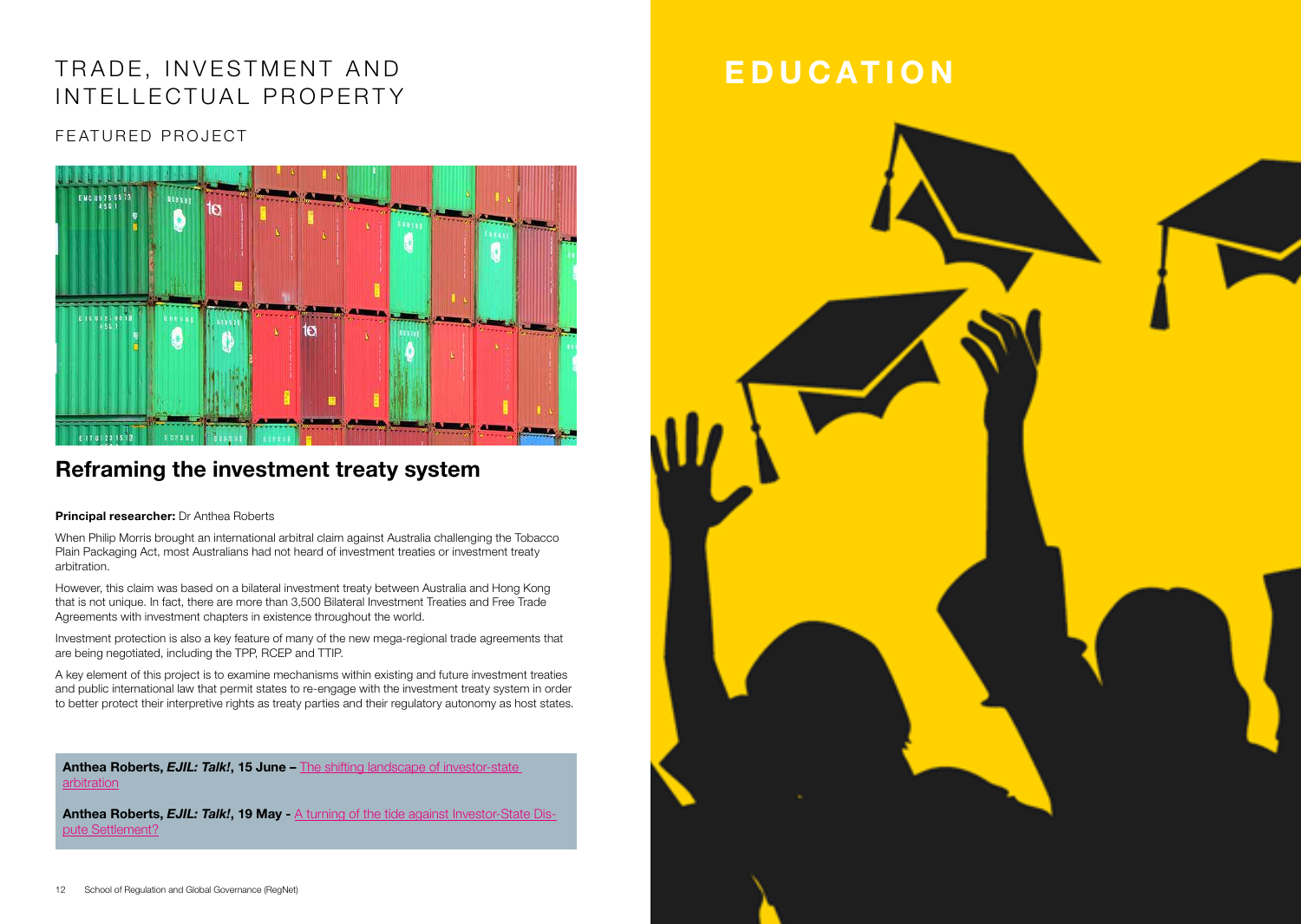# TRADE, INVESTMENT AND INTELLECTUAL PROPERTY

FEATURED PROJECT

## Reframing the investment treaty system

**Principal researcher:** Dr Anthea Roberts

When Philip Morris brought an international arbitral claim against Australia challenging the Tobacco Plain Packaging Act, most Australians had not heard of investment treaties or investment treaty arbitration.

However, this claim was based on a bilateral investment treaty between Australia and Hong Kong that is not unique. In fact, there are more than 3,500 Bilateral Investment Treaties and Free Trade Agreements with investment chapters in existence throughout the world.

Investment protection is also a key feature of many of the new mega-regional trade agreements that are being negotiated, including the TPP, RCEP and TTIP.

A key element of this project is to examine mechanisms within existing and future investment treaties and public international law that permit states to re-engage with the investment treaty system in order to better protect their interpretive rights as treaty parties and their regulatory autonomy as host states.

**Anthea Roberts, *EJIL: Talk!*, 15 June –** The shifting landscape of investor-state arbitration

**Anthea Roberts, *EJIL: Talk!*, 19 May -** A turning of the tide against Investor-State Dispute Settlement?

# EDUCATION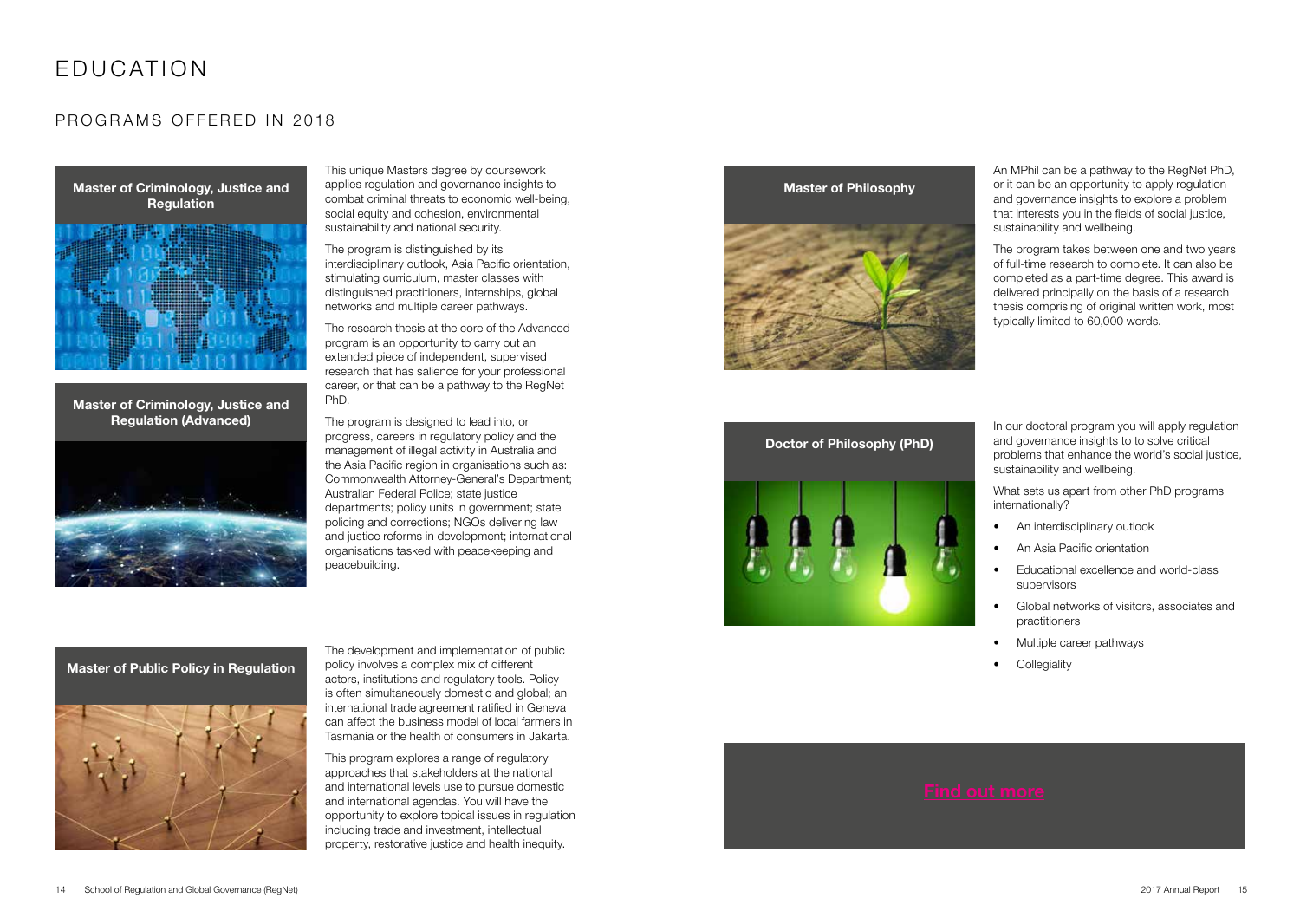# EDUCATION

## PROGRAMS OFFERED IN 2018

### Master of Criminology, Justice and Regulation

### Master of Criminology, Justice and Regulation (Advanced)

This unique Masters degree by coursework applies regulation and governance insights to combat criminal threats to economic well-being, social equity and cohesion, environmental sustainability and national security.

The program is distinguished by its interdisciplinary outlook, Asia Pacific orientation, stimulating curriculum, master classes with distinguished practitioners, internships, global networks and multiple career pathways.

The research thesis at the core of the Advanced program is an opportunity to carry out an extended piece of independent, supervised research that has salience for your professional career, or that can be a pathway to the RegNet PhD.

The program is designed to lead into, or progress, careers in regulatory policy and the management of illegal activity in Australia and the Asia Pacific region in organisations such as: Commonwealth Attorney-General's Department; Australian Federal Police; state justice departments; policy units in government; state policing and corrections; NGOs delivering law and justice reforms in development; international organisations tasked with peacekeeping and peacebuilding.

### Master of Public Policy in Regulation

The development and implementation of public policy involves a complex mix of different actors, institutions and regulatory tools. Policy is often simultaneously domestic and global; an international trade agreement ratified in Geneva can affect the business model of local farmers in Tasmania or the health of consumers in Jakarta.

This program explores a range of regulatory approaches that stakeholders at the national and international levels use to pursue domestic and international agendas. You will have the opportunity to explore topical issues in regulation including trade and investment, intellectual property, restorative justice and health inequity.

### Master of Philosophy

An MPhil can be a pathway to the RegNet PhD, or it can be an opportunity to apply regulation and governance insights to explore a problem that interests you in the fields of social justice, sustainability and wellbeing.

The program takes between one and two years of full-time research to complete. It can also be completed as a part-time degree. This award is delivered principally on the basis of a research thesis comprising of original written work, most typically limited to 60,000 words.

### Doctor of Philosophy (PhD)

In our doctoral program you will apply regulation and governance insights to to solve critical problems that enhance the world's social justice, sustainability and wellbeing.

What sets us apart from other PhD programs internationally?

- An interdisciplinary outlook
- An Asia Pacific orientation
- Educational excellence and world-class supervisors
- Global networks of visitors, associates and practitioners
- Multiple career pathways
- Collegiality

Find out more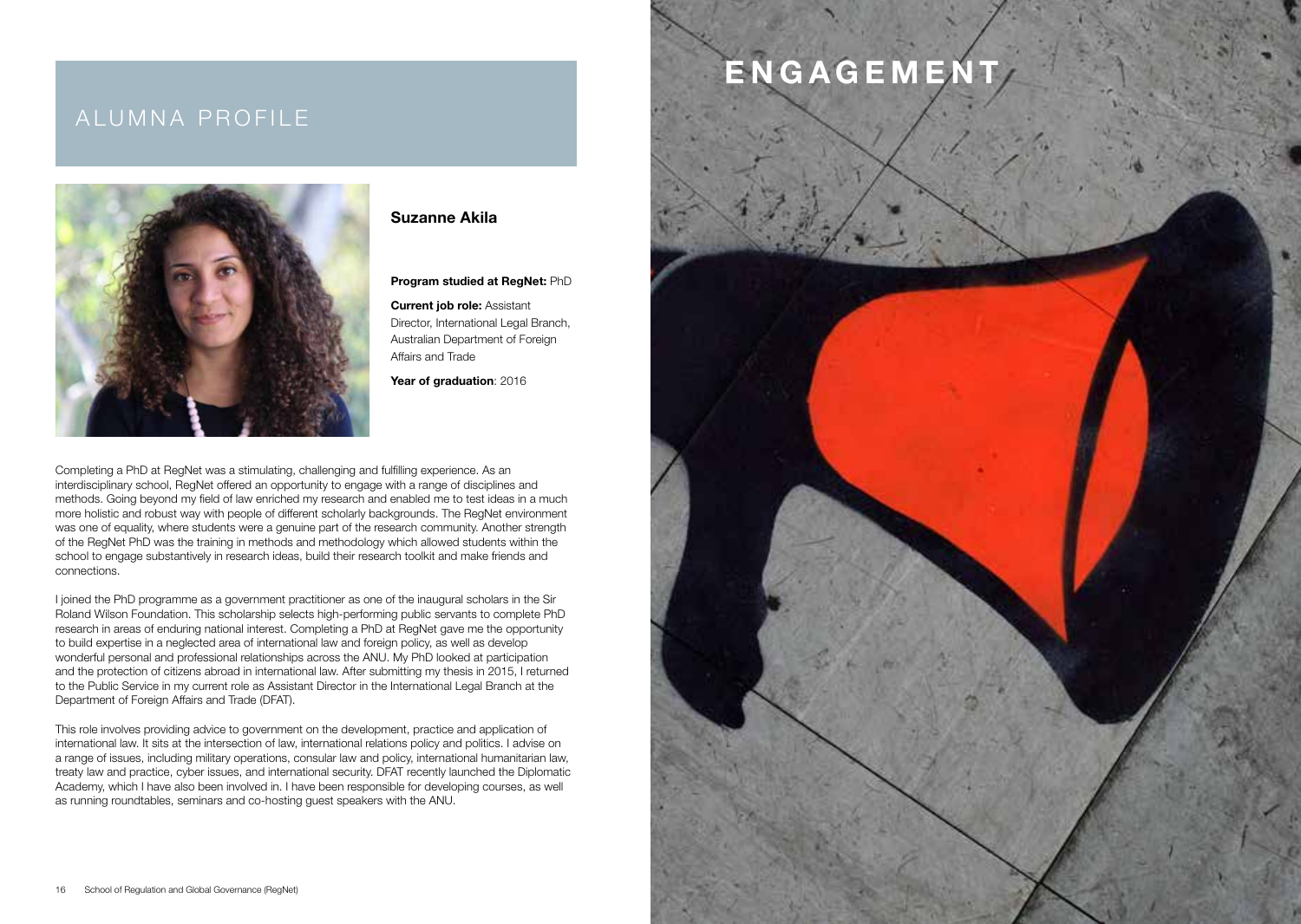# ALUMNA PROFILE

**Suzanne Akila**

**Program studied at RegNet:** PhD

**Current job role:** Assistant Director, International Legal Branch, Australian Department of Foreign Affairs and Trade

**Year of graduation**: 2016

Completing a PhD at RegNet was a stimulating, challenging and fulfilling experience. As an interdisciplinary school, RegNet offered an opportunity to engage with a range of disciplines and methods. Going beyond my field of law enriched my research and enabled me to test ideas in a much more holistic and robust way with people of different scholarly backgrounds. The RegNet environment was one of equality, where students were a genuine part of the research community. Another strength of the RegNet PhD was the training in methods and methodology which allowed students within the school to engage substantively in research ideas, build their research toolkit and make friends and connections.

I joined the PhD programme as a government practitioner as one of the inaugural scholars in the Sir Roland Wilson Foundation. This scholarship selects high-performing public servants to complete PhD research in areas of enduring national interest. Completing a PhD at RegNet gave me the opportunity to build expertise in a neglected area of international law and foreign policy, as well as develop wonderful personal and professional relationships across the ANU. My PhD looked at participation and the protection of citizens abroad in international law. After submitting my thesis in 2015, I returned to the Public Service in my current role as Assistant Director in the International Legal Branch at the Department of Foreign Affairs and Trade (DFAT).

This role involves providing advice to government on the development, practice and application of international law. It sits at the intersection of law, international relations policy and politics. I advise on a range of issues, including military operations, consular law and policy, international humanitarian law, treaty law and practice, cyber issues, and international security. DFAT recently launched the Diplomatic Academy, which I have also been involved in. I have been responsible for developing courses, as well as running roundtables, seminars and co-hosting guest speakers with the ANU.

# ENGAGEMENT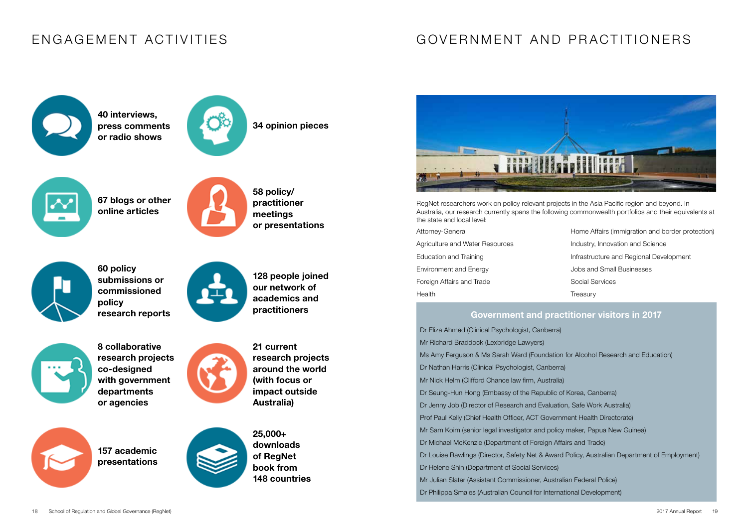# ENGAGEMENT ACTIVITIES

**40 interviews, press comments or radio shows**

**34 opinion pieces**

**67 blogs or other online articles**

**58 policy/ practitioner meetings or presentations**

**60 policy submissions or commissioned policy research reports**

**128 people joined our network of academics and practitioners**

**8 collaborative research projects co-designed with government departments or agencies**

**21 current research projects around the world (with focus or impact outside Australia)**

**157 academic presentations**

**25,000+ downloads of RegNet book from 148 countries**

# GOVERNMENT AND PRACTITIONERS

RegNet researchers work on policy relevant projects in the Asia Pacific region and beyond. In Australia, our research currently spans the following commonwealth portfolios and their equivalents at the state and local level:

- Attorney-General
- Agriculture and Water Resources
- Education and Training
- Environment and Energy
- Foreign Affairs and Trade
- Health
- Home Affairs (immigration and border protection)
- Industry, Innovation and Science
- Infrastructure and Regional Development
- Jobs and Small Businesses
- Social Services
- Treasury

## Government and practitioner visitors in 2017

- Dr Eliza Ahmed (Clinical Psychologist, Canberra)
- Mr Richard Braddock (Lexbridge Lawyers)
- Ms Amy Ferguson & Ms Sarah Ward (Foundation for Alcohol Research and Education)
- Dr Nathan Harris (Clinical Psychologist, Canberra)
- Mr Nick Helm (Clifford Chance law firm, Australia)
- Dr Seung-Hun Hong (Embassy of the Republic of Korea, Canberra)
- Dr Jenny Job (Director of Research and Evaluation, Safe Work Australia)
- Prof Paul Kelly (Chief Health Officer, ACT Government Health Directorate)
- Mr Sam Koim (senior legal investigator and policy maker, Papua New Guinea)
- Dr Michael McKenzie (Department of Foreign Affairs and Trade)
- Dr Louise Rawlings (Director, Safety Net & Award Policy, Australian Department of Employment)
- Dr Helene Shin (Department of Social Services)
- Mr Julian Slater (Assistant Commissioner, Australian Federal Police)
- Dr Philippa Smales (Australian Council for International Development)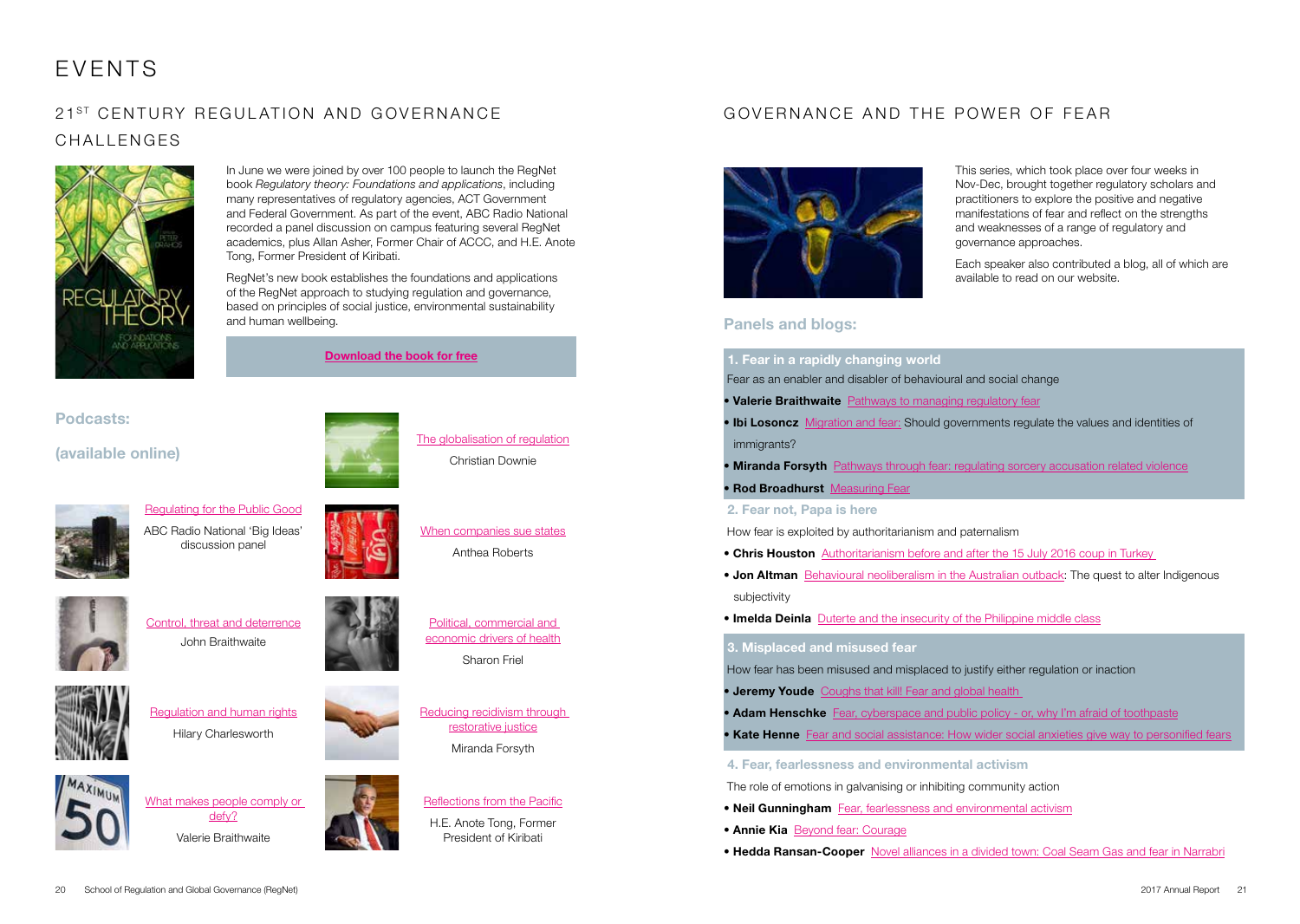# EVENTS

## 21ST CENTURY REGULATION AND GOVERNANCE CHALLENGES

In June we were joined by over 100 people to launch the RegNet book *Regulatory theory: Foundations and applications*, including many representatives of regulatory agencies, ACT Government and Federal Government. As part of the event, ABC Radio National recorded a panel discussion on campus featuring several RegNet academics, plus Allan Asher, Former Chair of ACCC, and H.E. Anote Tong, Former President of Kiribati.

RegNet's new book establishes the foundations and applications of the RegNet approach to studying regulation and governance, based on principles of social justice, environmental sustainability and human wellbeing.

**Download the book for free**

### Podcasts:

### (available online)

- Regulating for the Public Good — ABC Radio National 'Big Ideas' discussion panel
- The globalisation of regulation — Christian Downie
- When companies sue states — Anthea Roberts
- Control, threat and deterrence — John Braithwaite
- Political, commercial and economic drivers of health — Sharon Friel
- Regulation and human rights — Hilary Charlesworth
- Reducing recidivism through restorative justice — Miranda Forsyth
- What makes people comply or defy? — Valerie Braithwaite
- Reflections from the Pacific — H.E. Anote Tong, Former President of Kiribati

## GOVERNANCE AND THE POWER OF FEAR

This series, which took place over four weeks in Nov-Dec, brought together regulatory scholars and practitioners to explore the positive and negative manifestations of fear and reflect on the strengths and weaknesses of a range of regulatory and governance approaches.

Each speaker also contributed a blog, all of which are available to read on our website.

### Panels and blogs:

**1. Fear in a rapidly changing world**

Fear as an enabler and disabler of behavioural and social change

- **Valerie Braithwaite** Pathways to managing regulatory fear
- **Ibi Losoncz** Migration and fear: Should governments regulate the values and identities of immigrants?
- **Miranda Forsyth** Pathways through fear: regulating sorcery accusation related violence
- **Rod Broadhurst** Measuring Fear

**2. Fear not, Papa is here**

How fear is exploited by authoritarianism and paternalism

- **Chris Houston** Authoritarianism before and after the 15 July 2016 coup in Turkey
- **Jon Altman** Behavioural neoliberalism in the Australian outback: The quest to alter Indigenous subjectivity
- **Imelda Deinla** Duterte and the insecurity of the Philippine middle class

**3. Misplaced and misused fear**

How fear has been misused and misplaced to justify either regulation or inaction

- **Jeremy Youde** Coughs that kill! Fear and global health
- **Adam Henschke** Fear, cyberspace and public policy - or, why I'm afraid of toothpaste
- **Kate Henne** Fear and social assistance: How wider social anxieties give way to personified fears

**4. Fear, fearlessness and environmental activism**

The role of emotions in galvanising or inhibiting community action

- **Neil Gunningham** Fear, fearlessness and environmental activism
- **Annie Kia** Beyond fear: Courage
- **Hedda Ransan-Cooper** Novel alliances in a divided town: Coal Seam Gas and fear in Narrabri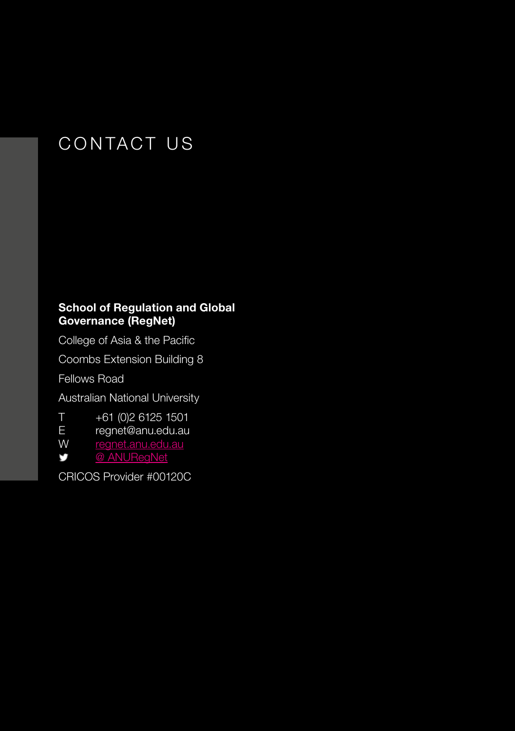# CONTACT US

**School of Regulation and Global Governance (RegNet)**

College of Asia & the Pacific

Coombs Extension Building 8

Fellows Road

Australian National University

T +61 (0)2 6125 1501
E regnet@anu.edu.au
W regnet.anu.edu.au
@ ANURegNet

CRICOS Provider #00120C